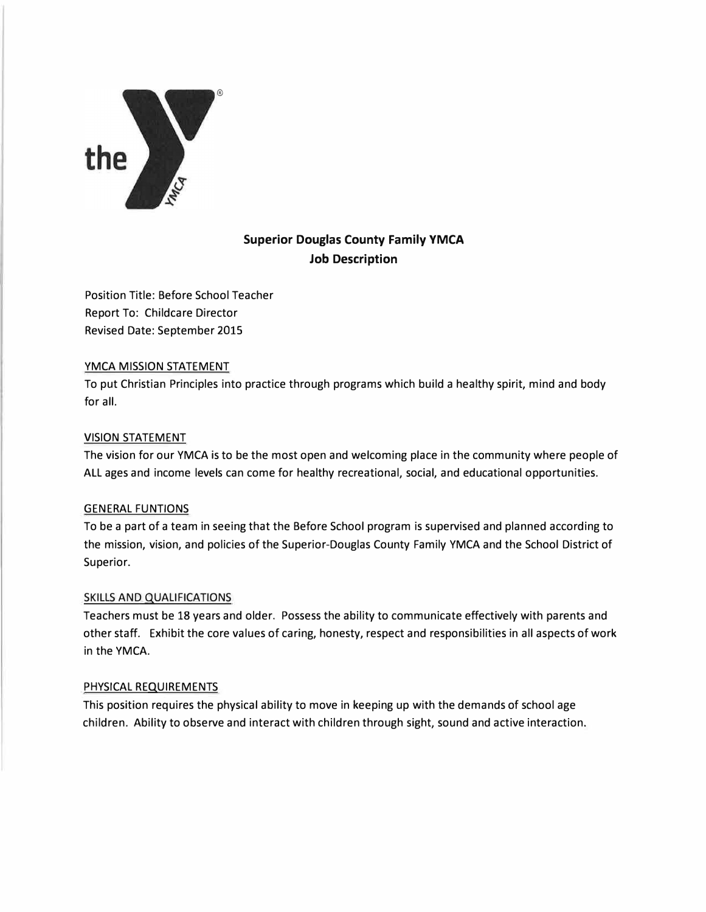# Superior Douglas County Family YMCA
## Job Description

Position Title: Before School Teacher
Report To: Childcare Director
Revised Date: September 2015

### YMCA MISSION STATEMENT

To put Christian Principles into practice through programs which build a healthy spirit, mind and body for all.

### VISION STATEMENT

The vision for our YMCA is to be the most open and welcoming place in the community where people of ALL ages and income levels can come for healthy recreational, social, and educational opportunities.

### GENERAL FUNTIONS

To be a part of a team in seeing that the Before School program is supervised and planned according to the mission, vision, and policies of the Superior-Douglas County Family YMCA and the School District of Superior.

### SKILLS AND QUALIFICATIONS

Teachers must be 18 years and older. Possess the ability to communicate effectively with parents and other staff. Exhibit the core values of caring, honesty, respect and responsibilities in all aspects of work in the YMCA.

### PHYSICAL REQUIREMENTS

This position requires the physical ability to move in keeping up with the demands of school age children. Ability to observe and interact with children through sight, sound and active interaction.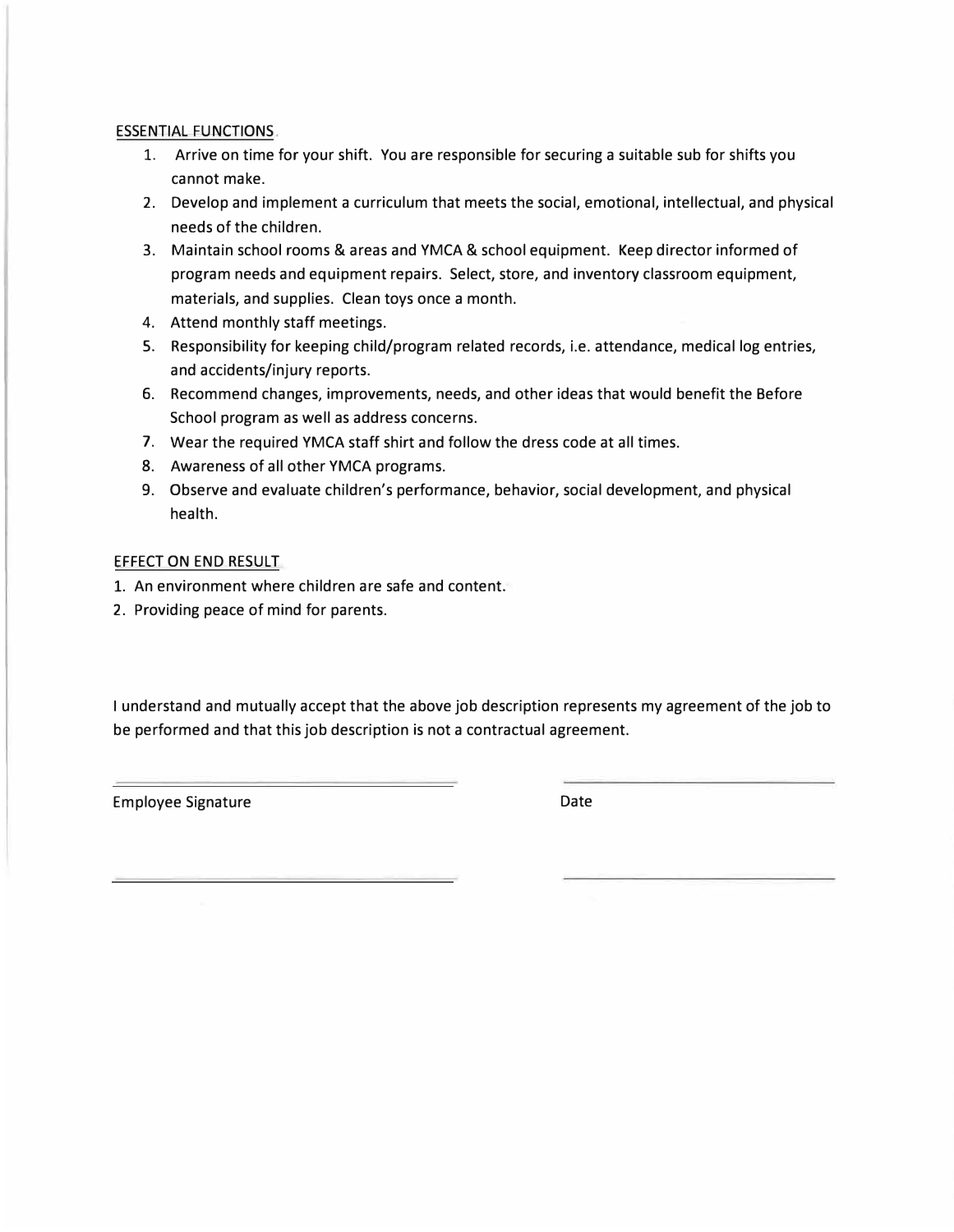ESSENTIAL FUNCTIONS

1. Arrive on time for your shift. You are responsible for securing a suitable sub for shifts you cannot make.
2. Develop and implement a curriculum that meets the social, emotional, intellectual, and physical needs of the children.
3. Maintain school rooms & areas and YMCA & school equipment. Keep director informed of program needs and equipment repairs. Select, store, and inventory classroom equipment, materials, and supplies. Clean toys once a month.
4. Attend monthly staff meetings.
5. Responsibility for keeping child/program related records, i.e. attendance, medical log entries, and accidents/injury reports.
6. Recommend changes, improvements, needs, and other ideas that would benefit the Before School program as well as address concerns.
7. Wear the required YMCA staff shirt and follow the dress code at all times.
8. Awareness of all other YMCA programs.
9. Observe and evaluate children's performance, behavior, social development, and physical health.

EFFECT ON END RESULT

1. An environment where children are safe and content.
2. Providing peace of mind for parents.

I understand and mutually accept that the above job description represents my agreement of the job to be performed and that this job description is not a contractual agreement.

| | |
|---|---|
| ______________________________ | ____________________ |
| Employee Signature | Date |
| ______________________________ | ____________________ |